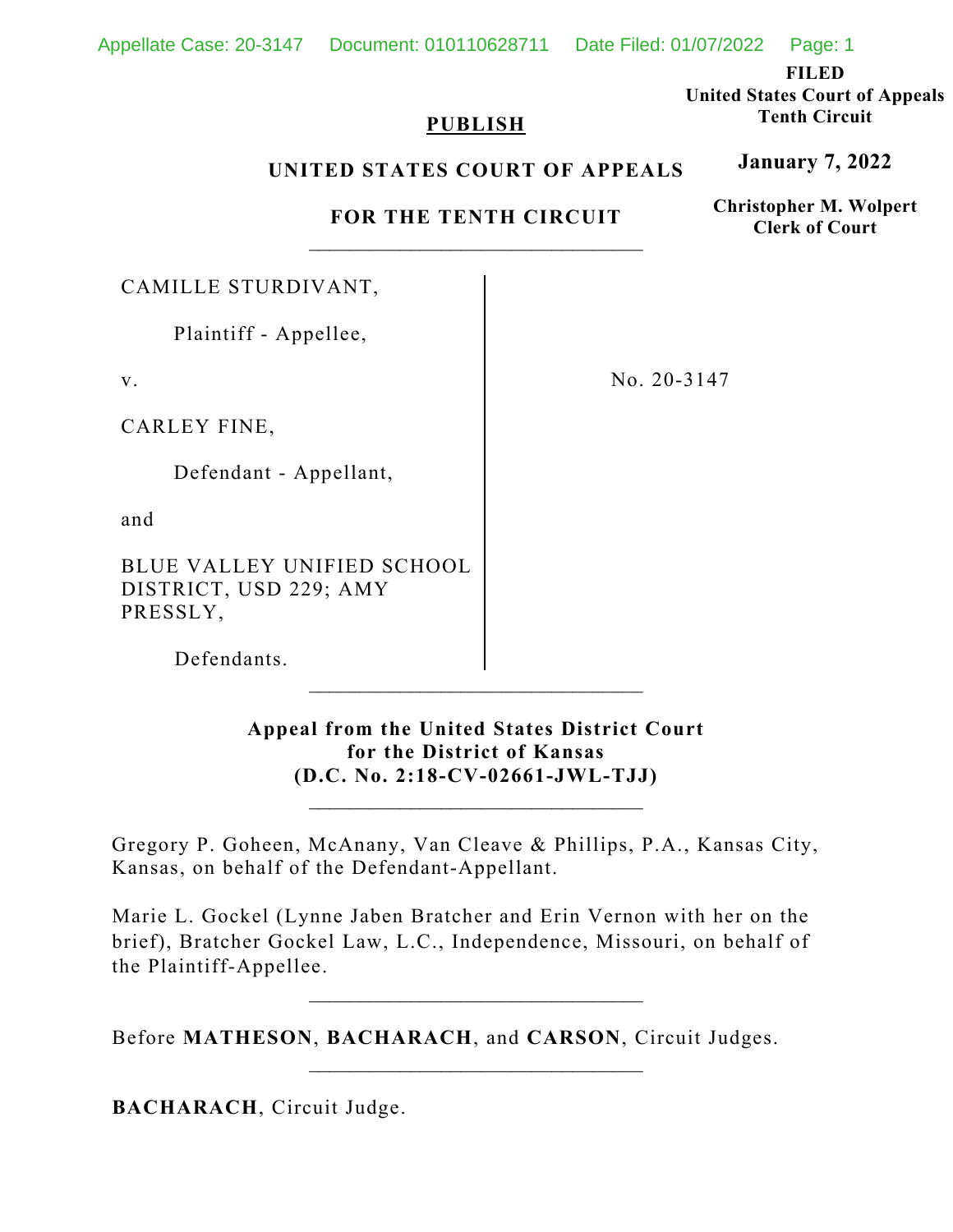**FILED**
**United States Court of Appeals**
**Tenth Circuit**

**January 7, 2022**

**Christopher M. Wolpert**
**Clerk of Court**

**PUBLISH**

**UNITED STATES COURT OF APPEALS**

**FOR THE TENTH CIRCUIT**

---

CAMILLE STURDIVANT,

Plaintiff - Appellee,

v.

CARLEY FINE,

Defendant - Appellant,

and

BLUE VALLEY UNIFIED SCHOOL DISTRICT, USD 229; AMY PRESSLY,

Defendants.

No. 20-3147

---

**Appeal from the United States District Court for the District of Kansas (D.C. No. 2:18-CV-02661-JWL-TJJ)**

---

Gregory P. Goheen, McAnany, Van Cleave & Phillips, P.A., Kansas City, Kansas, on behalf of the Defendant-Appellant.

Marie L. Gockel (Lynne Jaben Bratcher and Erin Vernon with her on the brief), Bratcher Gockel Law, L.C., Independence, Missouri, on behalf of the Plaintiff-Appellee.

---

Before **MATHESON**, **BACHARACH**, and **CARSON**, Circuit Judges.

---

**BACHARACH**, Circuit Judge.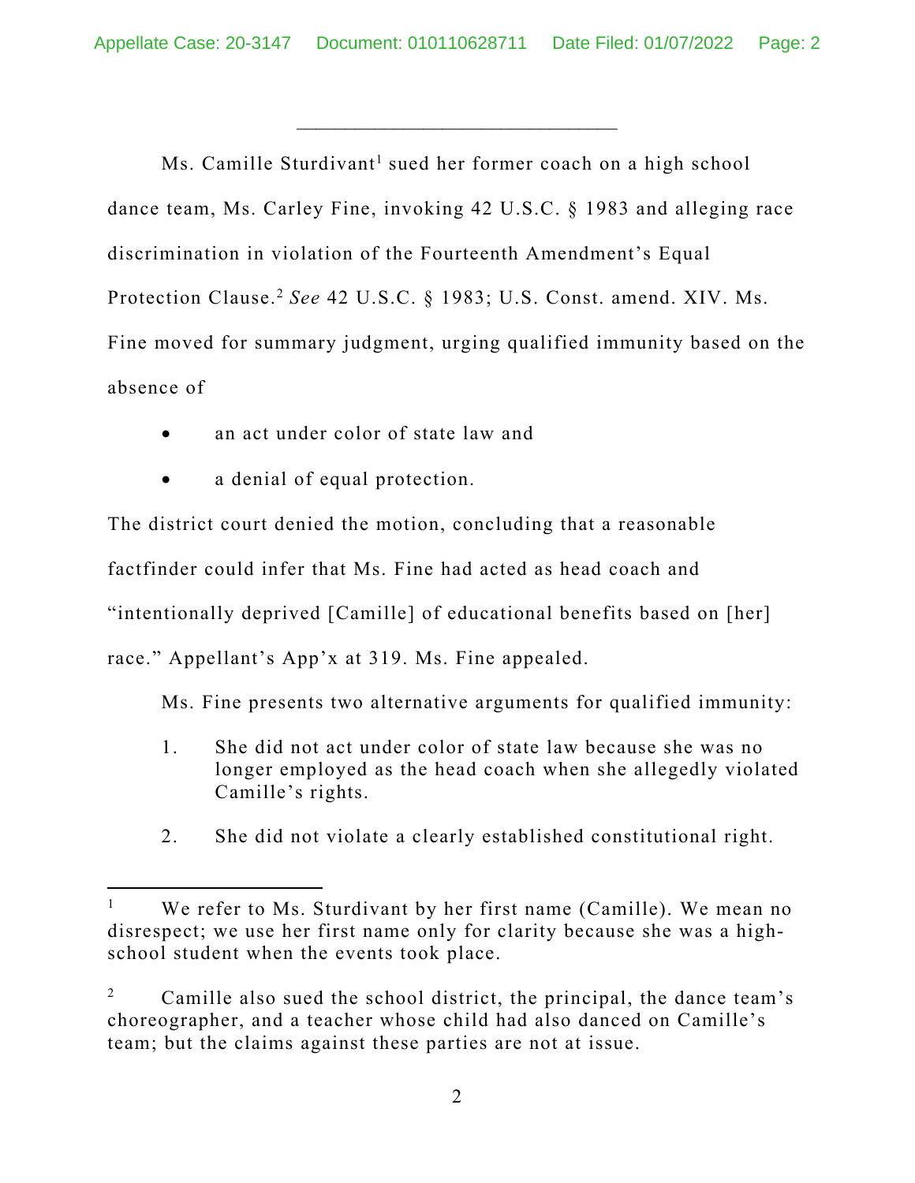Ms. Camille Sturdivant[1] sued her former coach on a high school dance team, Ms. Carley Fine, invoking 42 U.S.C. § 1983 and alleging race discrimination in violation of the Fourteenth Amendment's Equal Protection Clause.[2] *See* 42 U.S.C. § 1983; U.S. Const. amend. XIV. Ms. Fine moved for summary judgment, urging qualified immunity based on the absence of

- an act under color of state law and
- a denial of equal protection.

The district court denied the motion, concluding that a reasonable factfinder could infer that Ms. Fine had acted as head coach and "intentionally deprived [Camille] of educational benefits based on [her] race." Appellant's App'x at 319. Ms. Fine appealed.

Ms. Fine presents two alternative arguments for qualified immunity:

1. She did not act under color of state law because she was no longer employed as the head coach when she allegedly violated Camille's rights.
2. She did not violate a clearly established constitutional right.

---

[1] We refer to Ms. Sturdivant by her first name (Camille). We mean no disrespect; we use her first name only for clarity because she was a high-school student when the events took place.

[2] Camille also sued the school district, the principal, the dance team's choreographer, and a teacher whose child had also danced on Camille's team; but the claims against these parties are not at issue.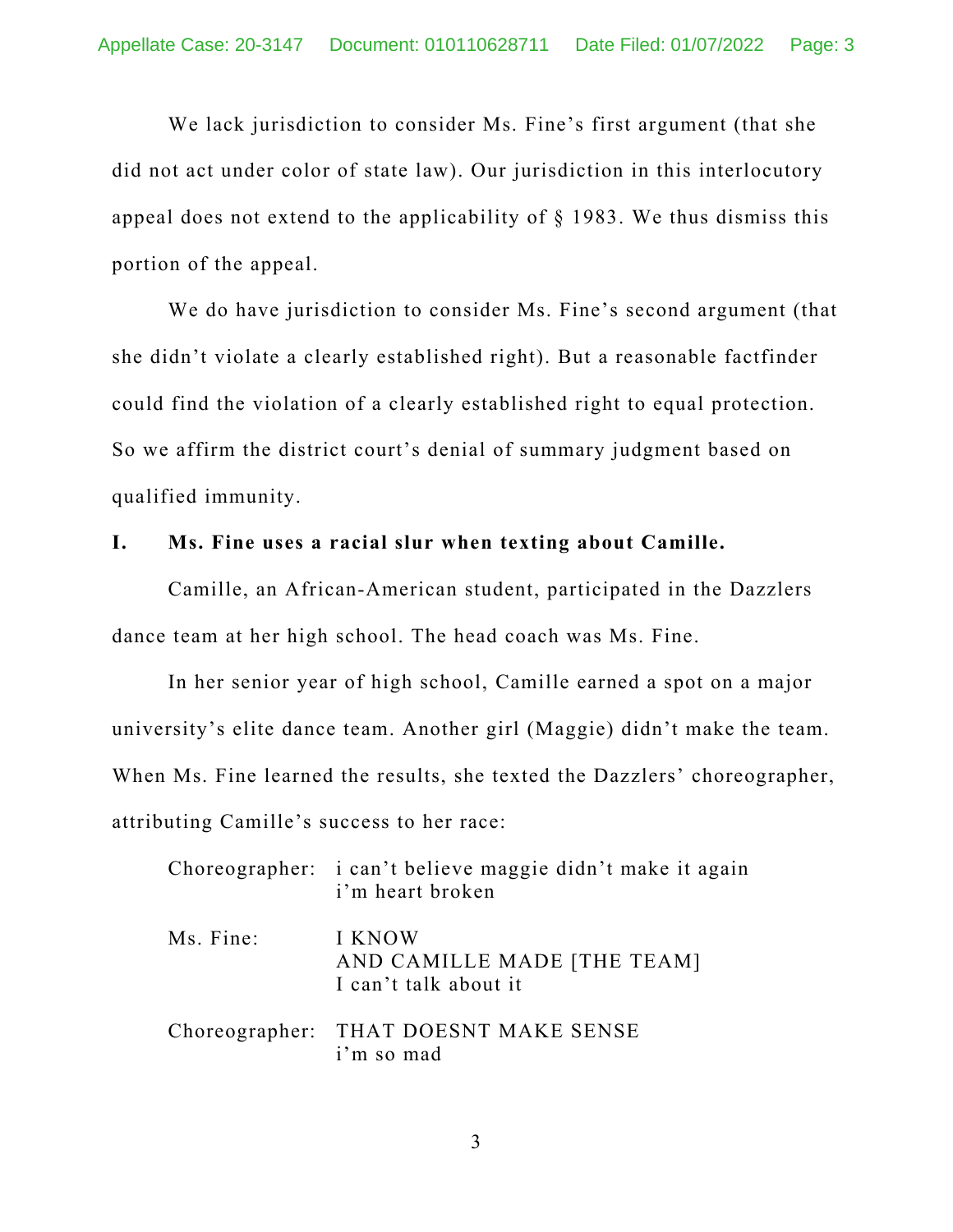We lack jurisdiction to consider Ms. Fine's first argument (that she did not act under color of state law). Our jurisdiction in this interlocutory appeal does not extend to the applicability of § 1983. We thus dismiss this portion of the appeal.

We do have jurisdiction to consider Ms. Fine's second argument (that she didn't violate a clearly established right). But a reasonable factfinder could find the violation of a clearly established right to equal protection. So we affirm the district court's denial of summary judgment based on qualified immunity.

## I. Ms. Fine uses a racial slur when texting about Camille.

Camille, an African-American student, participated in the Dazzlers dance team at her high school. The head coach was Ms. Fine.

In her senior year of high school, Camille earned a spot on a major university's elite dance team. Another girl (Maggie) didn't make the team. When Ms. Fine learned the results, she texted the Dazzlers' choreographer, attributing Camille's success to her race:

Choreographer: i can't believe maggie didn't make it again
i'm heart broken

Ms. Fine: I KNOW
AND CAMILLE MADE [THE TEAM]
I can't talk about it

Choreographer: THAT DOESNT MAKE SENSE
i'm so mad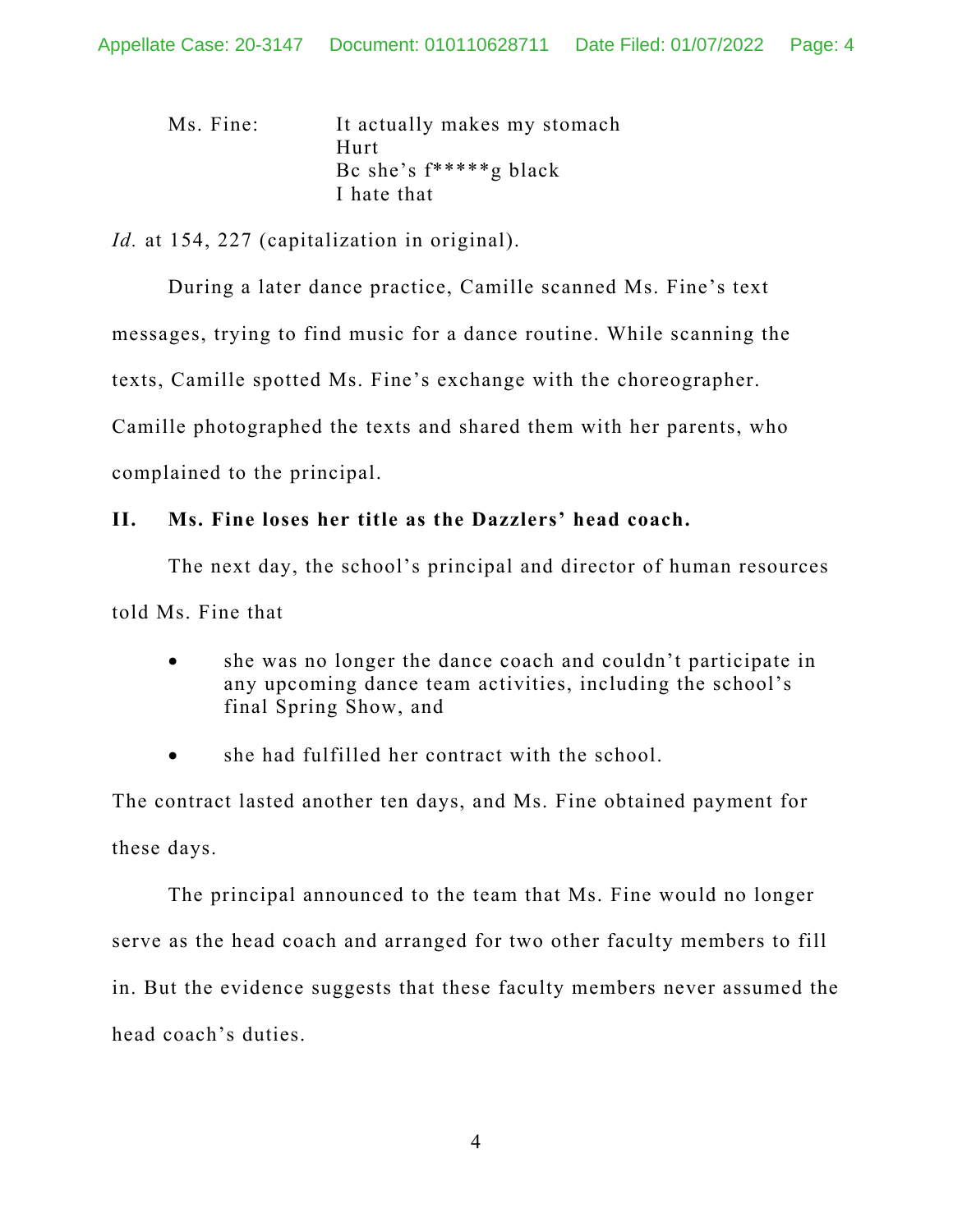Ms. Fine: It actually makes my stomach
Hurt
Bc she's f*****g black
I hate that

*Id.* at 154, 227 (capitalization in original).

During a later dance practice, Camille scanned Ms. Fine's text messages, trying to find music for a dance routine. While scanning the texts, Camille spotted Ms. Fine's exchange with the choreographer. Camille photographed the texts and shared them with her parents, who complained to the principal.

## II. Ms. Fine loses her title as the Dazzlers' head coach.

The next day, the school's principal and director of human resources told Ms. Fine that

- she was no longer the dance coach and couldn't participate in any upcoming dance team activities, including the school's final Spring Show, and
- she had fulfilled her contract with the school.

The contract lasted another ten days, and Ms. Fine obtained payment for these days.

The principal announced to the team that Ms. Fine would no longer serve as the head coach and arranged for two other faculty members to fill in. But the evidence suggests that these faculty members never assumed the head coach's duties.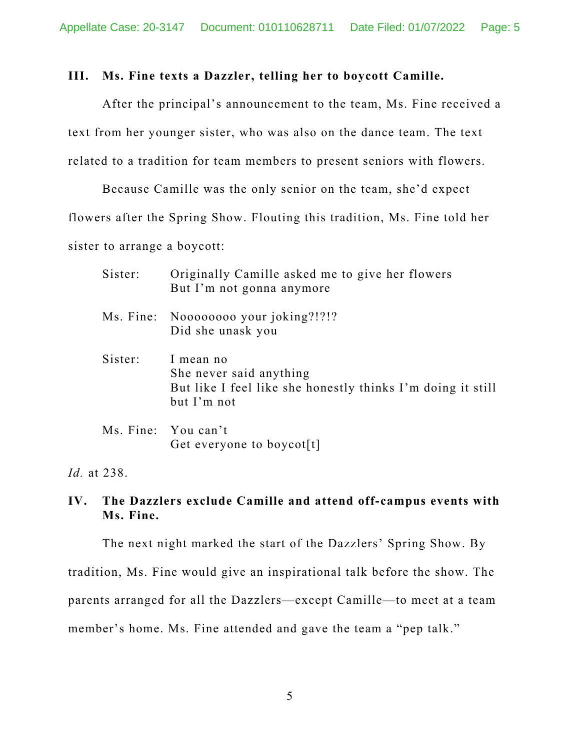## III. Ms. Fine texts a Dazzler, telling her to boycott Camille.

After the principal's announcement to the team, Ms. Fine received a text from her younger sister, who was also on the dance team. The text related to a tradition for team members to present seniors with flowers.

Because Camille was the only senior on the team, she'd expect flowers after the Spring Show. Flouting this tradition, Ms. Fine told her sister to arrange a boycott:

> Sister: Originally Camille asked me to give her flowers
> But I'm not gonna anymore
>
> Ms. Fine: Noooooooo your joking?!?!?
> Did she unask you
>
> Sister: I mean no
> She never said anything
> But like I feel like she honestly thinks I'm doing it still but I'm not
>
> Ms. Fine: You can't
> Get everyone to boycot[t]

*Id.* at 238.

## IV. The Dazzlers exclude Camille and attend off-campus events with Ms. Fine.

The next night marked the start of the Dazzlers' Spring Show. By tradition, Ms. Fine would give an inspirational talk before the show. The parents arranged for all the Dazzlers—except Camille—to meet at a team member's home. Ms. Fine attended and gave the team a "pep talk."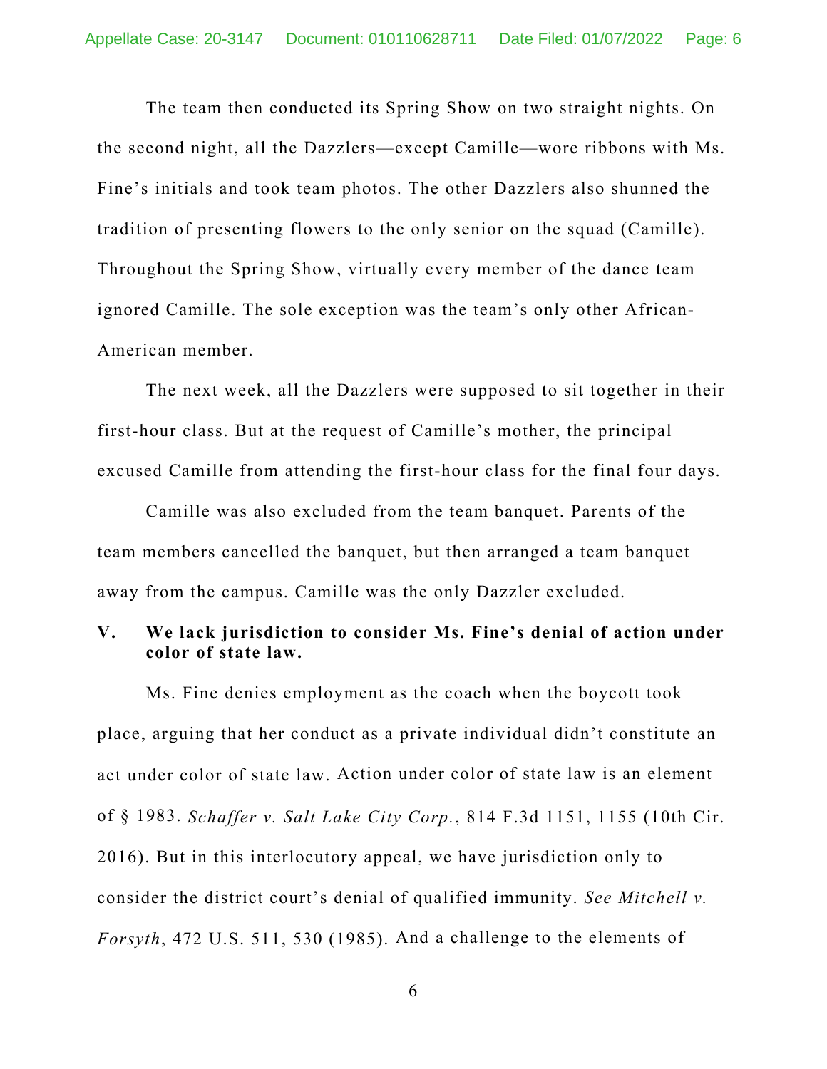The team then conducted its Spring Show on two straight nights. On the second night, all the Dazzlers—except Camille—wore ribbons with Ms. Fine's initials and took team photos. The other Dazzlers also shunned the tradition of presenting flowers to the only senior on the squad (Camille). Throughout the Spring Show, virtually every member of the dance team ignored Camille. The sole exception was the team's only other African-American member.

The next week, all the Dazzlers were supposed to sit together in their first-hour class. But at the request of Camille's mother, the principal excused Camille from attending the first-hour class for the final four days.

Camille was also excluded from the team banquet. Parents of the team members cancelled the banquet, but then arranged a team banquet away from the campus. Camille was the only Dazzler excluded.

## V. We lack jurisdiction to consider Ms. Fine's denial of action under color of state law.

Ms. Fine denies employment as the coach when the boycott took place, arguing that her conduct as a private individual didn't constitute an act under color of state law. Action under color of state law is an element of § 1983. *Schaffer v. Salt Lake City Corp.*, 814 F.3d 1151, 1155 (10th Cir. 2016). But in this interlocutory appeal, we have jurisdiction only to consider the district court's denial of qualified immunity. *See Mitchell v. Forsyth*, 472 U.S. 511, 530 (1985). And a challenge to the elements of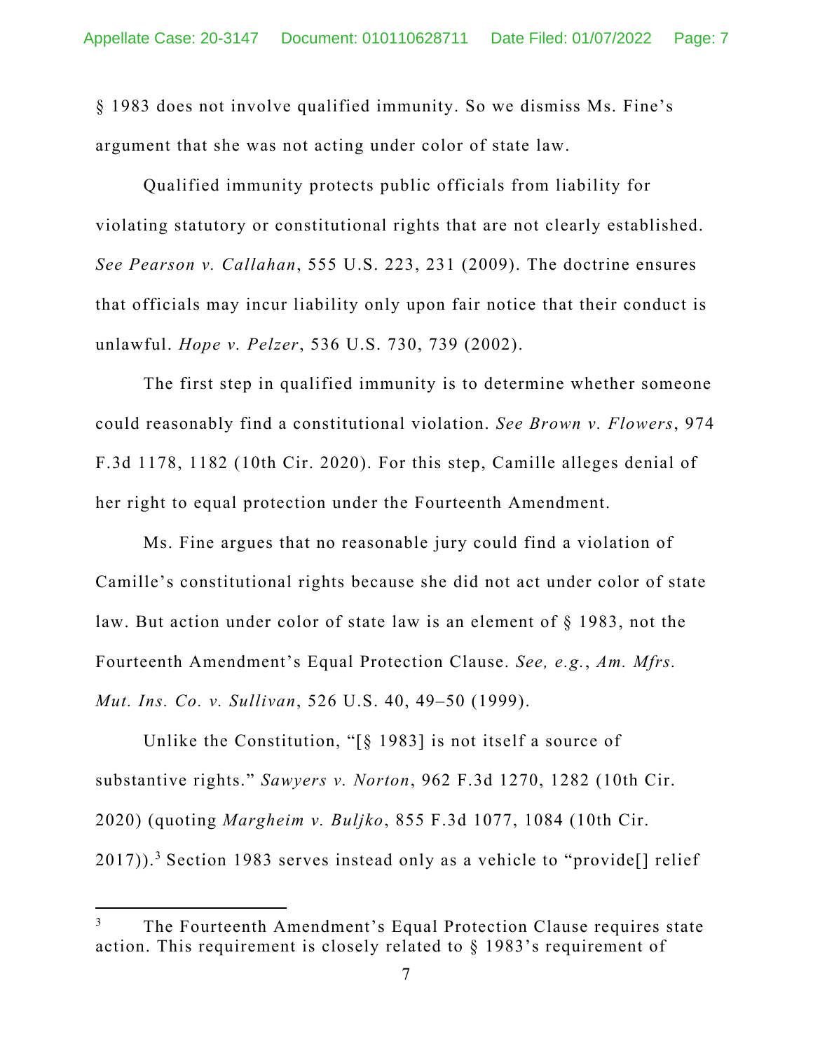§ 1983 does not involve qualified immunity. So we dismiss Ms. Fine's argument that she was not acting under color of state law.

Qualified immunity protects public officials from liability for violating statutory or constitutional rights that are not clearly established. *See Pearson v. Callahan*, 555 U.S. 223, 231 (2009). The doctrine ensures that officials may incur liability only upon fair notice that their conduct is unlawful. *Hope v. Pelzer*, 536 U.S. 730, 739 (2002).

The first step in qualified immunity is to determine whether someone could reasonably find a constitutional violation. *See Brown v. Flowers*, 974 F.3d 1178, 1182 (10th Cir. 2020). For this step, Camille alleges denial of her right to equal protection under the Fourteenth Amendment.

Ms. Fine argues that no reasonable jury could find a violation of Camille's constitutional rights because she did not act under color of state law. But action under color of state law is an element of § 1983, not the Fourteenth Amendment's Equal Protection Clause. *See, e.g.*, *Am. Mfrs. Mut. Ins. Co. v. Sullivan*, 526 U.S. 40, 49–50 (1999).

Unlike the Constitution, "[§ 1983] is not itself a source of substantive rights." *Sawyers v. Norton*, 962 F.3d 1270, 1282 (10th Cir. 2020) (quoting *Margheim v. Buljko*, 855 F.3d 1077, 1084 (10th Cir. 2017)).[3] Section 1983 serves instead only as a vehicle to "provide[] relief

[3] The Fourteenth Amendment's Equal Protection Clause requires state action. This requirement is closely related to § 1983's requirement of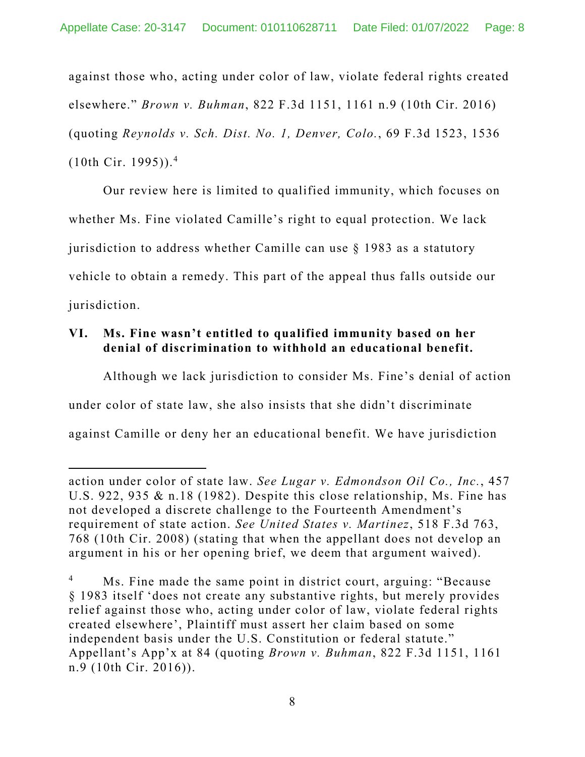against those who, acting under color of law, violate federal rights created elsewhere." *Brown v. Buhman*, 822 F.3d 1151, 1161 n.9 (10th Cir. 2016) (quoting *Reynolds v. Sch. Dist. No. 1, Denver, Colo.*, 69 F.3d 1523, 1536 (10th Cir. 1995)).[4]

Our review here is limited to qualified immunity, which focuses on whether Ms. Fine violated Camille's right to equal protection. We lack jurisdiction to address whether Camille can use § 1983 as a statutory vehicle to obtain a remedy. This part of the appeal thus falls outside our jurisdiction.

## VI. Ms. Fine wasn't entitled to qualified immunity based on her denial of discrimination to withhold an educational benefit.

Although we lack jurisdiction to consider Ms. Fine's denial of action under color of state law, she also insists that she didn't discriminate against Camille or deny her an educational benefit. We have jurisdiction

---

action under color of state law. *See Lugar v. Edmondson Oil Co., Inc.*, 457 U.S. 922, 935 & n.18 (1982). Despite this close relationship, Ms. Fine has not developed a discrete challenge to the Fourteenth Amendment's requirement of state action. *See United States v. Martinez*, 518 F.3d 763, 768 (10th Cir. 2008) (stating that when the appellant does not develop an argument in his or her opening brief, we deem that argument waived).

[4] Ms. Fine made the same point in district court, arguing: "Because § 1983 itself 'does not create any substantive rights, but merely provides relief against those who, acting under color of law, violate federal rights created elsewhere', Plaintiff must assert her claim based on some independent basis under the U.S. Constitution or federal statute." Appellant's App'x at 84 (quoting *Brown v. Buhman*, 822 F.3d 1151, 1161 n.9 (10th Cir. 2016)).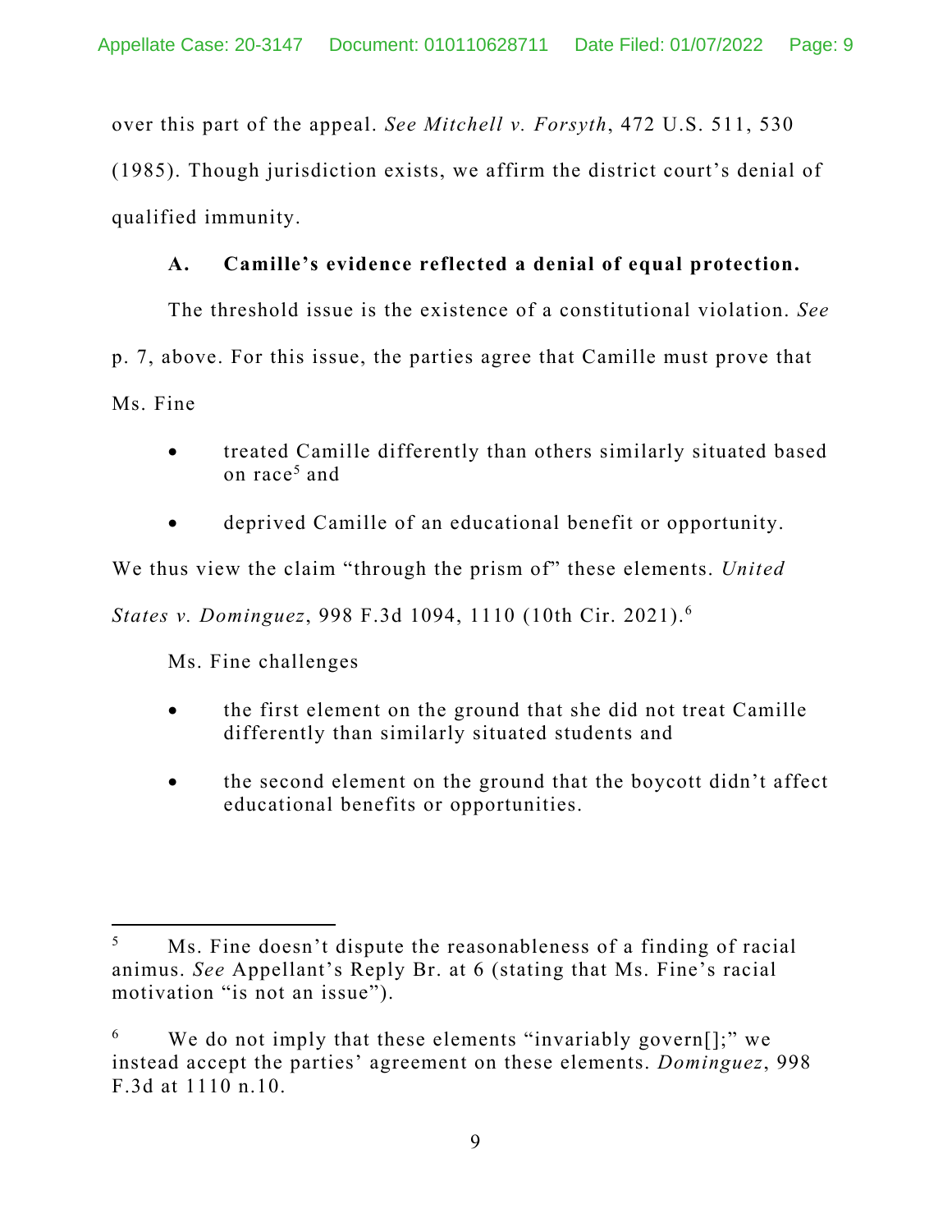over this part of the appeal. *See Mitchell v. Forsyth*, 472 U.S. 511, 530 (1985). Though jurisdiction exists, we affirm the district court's denial of qualified immunity.

**A. Camille's evidence reflected a denial of equal protection.**

The threshold issue is the existence of a constitutional violation. *See* p. 7, above. For this issue, the parties agree that Camille must prove that Ms. Fine

- treated Camille differently than others similarly situated based on race[5] and
- deprived Camille of an educational benefit or opportunity.

We thus view the claim "through the prism of" these elements. *United States v. Dominguez*, 998 F.3d 1094, 1110 (10th Cir. 2021).[6]

Ms. Fine challenges

- the first element on the ground that she did not treat Camille differently than similarly situated students and
- the second element on the ground that the boycott didn't affect educational benefits or opportunities.

---

[5] Ms. Fine doesn't dispute the reasonableness of a finding of racial animus. *See* Appellant's Reply Br. at 6 (stating that Ms. Fine's racial motivation "is not an issue").

[6] We do not imply that these elements "invariably govern[];" we instead accept the parties' agreement on these elements. *Dominguez*, 998 F.3d at 1110 n.10.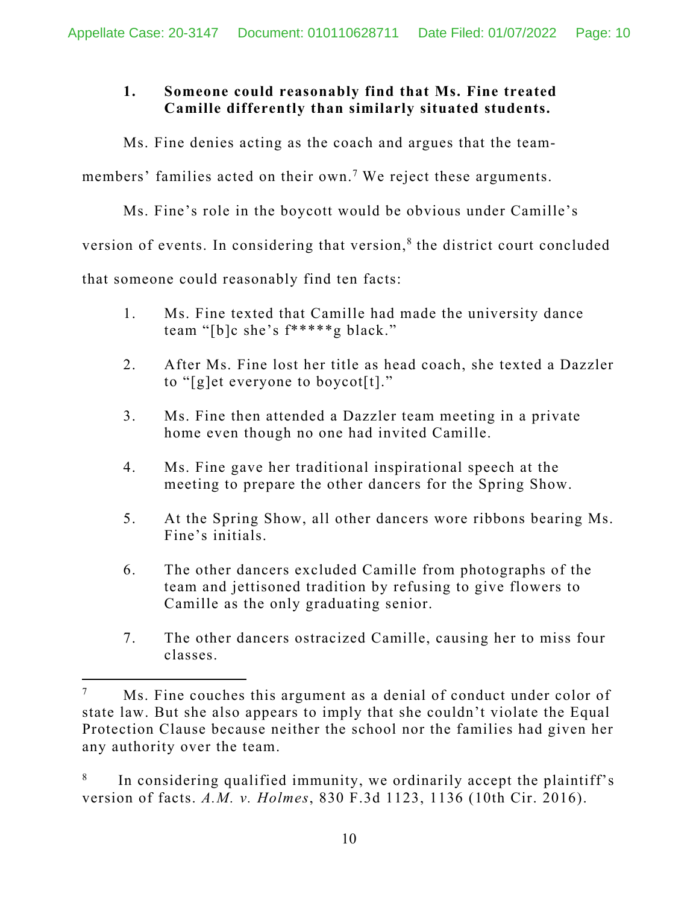### 1. Someone could reasonably find that Ms. Fine treated Camille differently than similarly situated students.

Ms. Fine denies acting as the coach and argues that the team-members' families acted on their own.[7] We reject these arguments.

Ms. Fine's role in the boycott would be obvious under Camille's version of events. In considering that version,[8] the district court concluded that someone could reasonably find ten facts:

1. Ms. Fine texted that Camille had made the university dance team "[b]c she's f*****g black."

2. After Ms. Fine lost her title as head coach, she texted a Dazzler to "[g]et everyone to boycot[t]."

3. Ms. Fine then attended a Dazzler team meeting in a private home even though no one had invited Camille.

4. Ms. Fine gave her traditional inspirational speech at the meeting to prepare the other dancers for the Spring Show.

5. At the Spring Show, all other dancers wore ribbons bearing Ms. Fine's initials.

6. The other dancers excluded Camille from photographs of the team and jettisoned tradition by refusing to give flowers to Camille as the only graduating senior.

7. The other dancers ostracized Camille, causing her to miss four classes.

---

[7] Ms. Fine couches this argument as a denial of conduct under color of state law. But she also appears to imply that she couldn't violate the Equal Protection Clause because neither the school nor the families had given her any authority over the team.

[8] In considering qualified immunity, we ordinarily accept the plaintiff's version of facts. *A.M. v. Holmes*, 830 F.3d 1123, 1136 (10th Cir. 2016).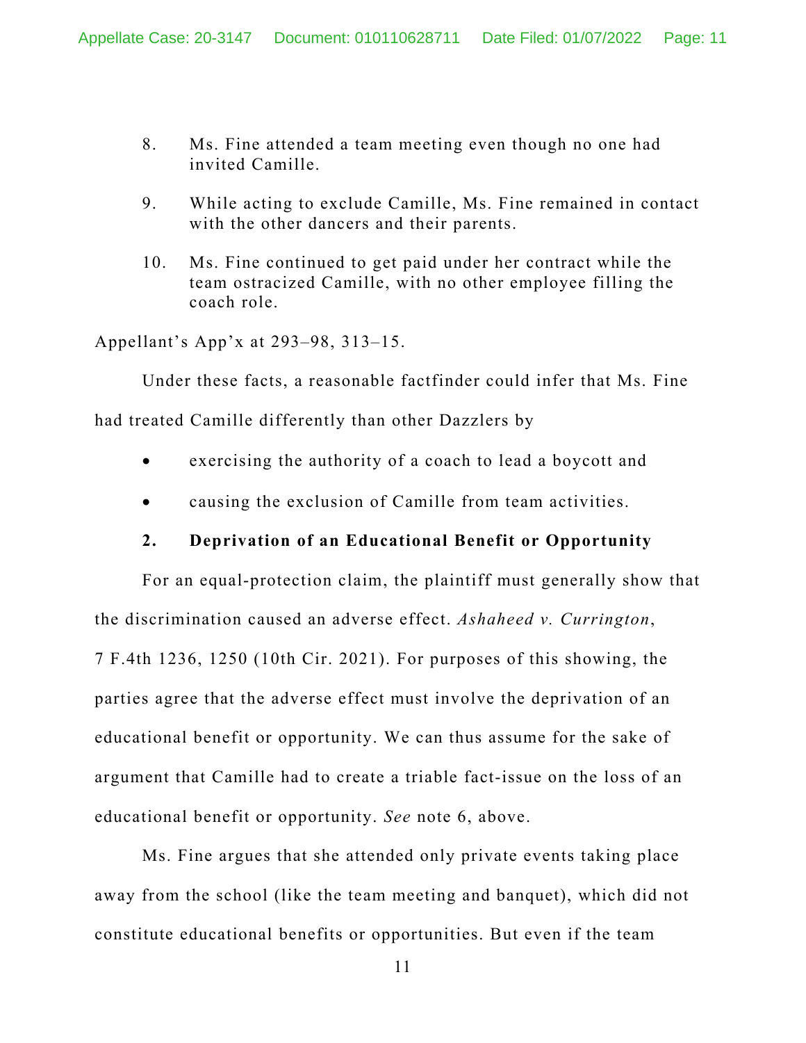8. Ms. Fine attended a team meeting even though no one had invited Camille.

9. While acting to exclude Camille, Ms. Fine remained in contact with the other dancers and their parents.

10. Ms. Fine continued to get paid under her contract while the team ostracized Camille, with no other employee filling the coach role.

Appellant's App'x at 293–98, 313–15.

Under these facts, a reasonable factfinder could infer that Ms. Fine had treated Camille differently than other Dazzlers by

- exercising the authority of a coach to lead a boycott and
- causing the exclusion of Camille from team activities.

**2. Deprivation of an Educational Benefit or Opportunity**

For an equal-protection claim, the plaintiff must generally show that the discrimination caused an adverse effect. *Ashaheed v. Currington*, 7 F.4th 1236, 1250 (10th Cir. 2021). For purposes of this showing, the parties agree that the adverse effect must involve the deprivation of an educational benefit or opportunity. We can thus assume for the sake of argument that Camille had to create a triable fact-issue on the loss of an educational benefit or opportunity. *See* note 6, above.

Ms. Fine argues that she attended only private events taking place away from the school (like the team meeting and banquet), which did not constitute educational benefits or opportunities. But even if the team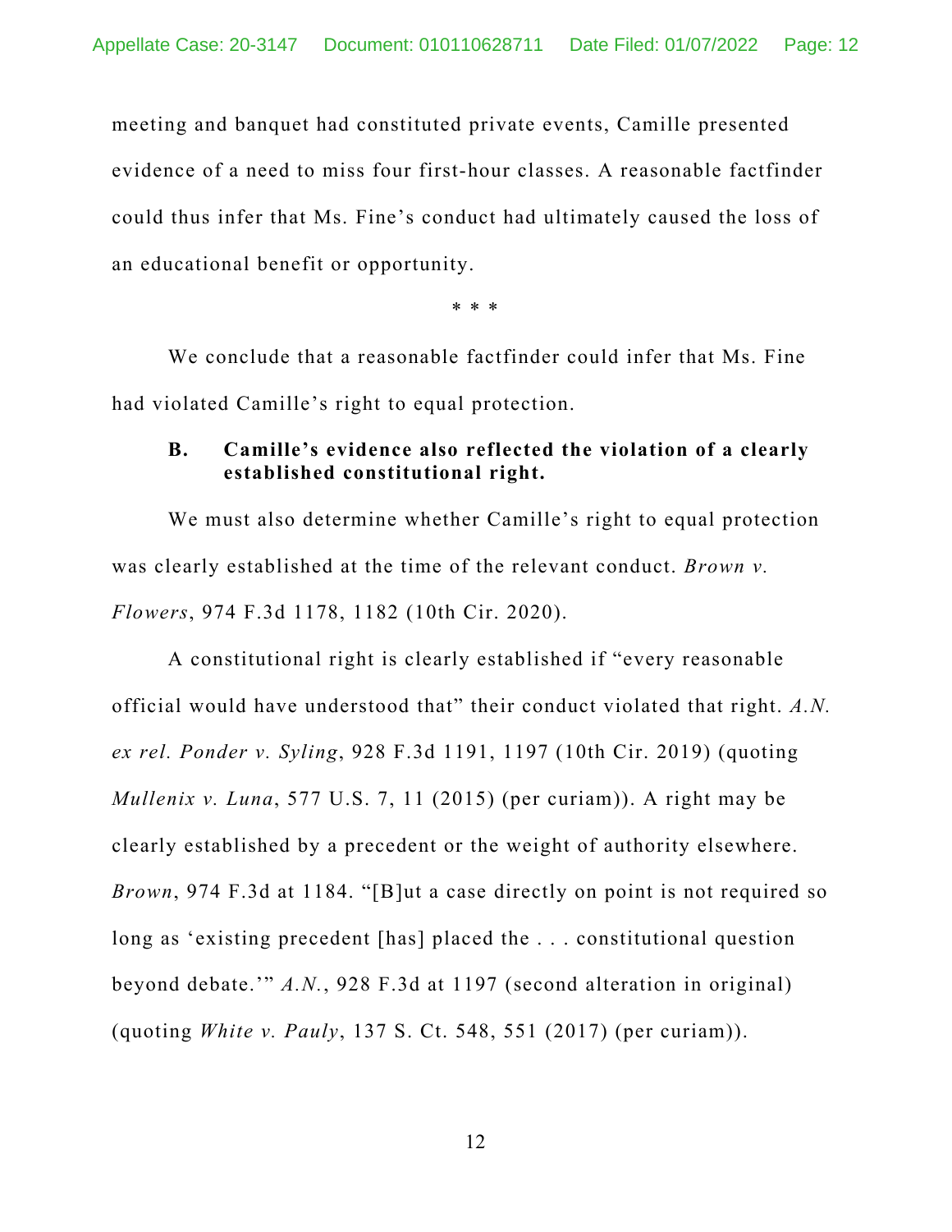meeting and banquet had constituted private events, Camille presented evidence of a need to miss four first-hour classes. A reasonable factfinder could thus infer that Ms. Fine's conduct had ultimately caused the loss of an educational benefit or opportunity.

\* \* \*

We conclude that a reasonable factfinder could infer that Ms. Fine had violated Camille's right to equal protection.

### B. Camille's evidence also reflected the violation of a clearly established constitutional right.

We must also determine whether Camille's right to equal protection was clearly established at the time of the relevant conduct. *Brown v. Flowers*, 974 F.3d 1178, 1182 (10th Cir. 2020).

A constitutional right is clearly established if "every reasonable official would have understood that" their conduct violated that right. *A.N. ex rel. Ponder v. Syling*, 928 F.3d 1191, 1197 (10th Cir. 2019) (quoting *Mullenix v. Luna*, 577 U.S. 7, 11 (2015) (per curiam)). A right may be clearly established by a precedent or the weight of authority elsewhere. *Brown*, 974 F.3d at 1184. "[B]ut a case directly on point is not required so long as 'existing precedent [has] placed the . . . constitutional question beyond debate.'" *A.N.*, 928 F.3d at 1197 (second alteration in original) (quoting *White v. Pauly*, 137 S. Ct. 548, 551 (2017) (per curiam)).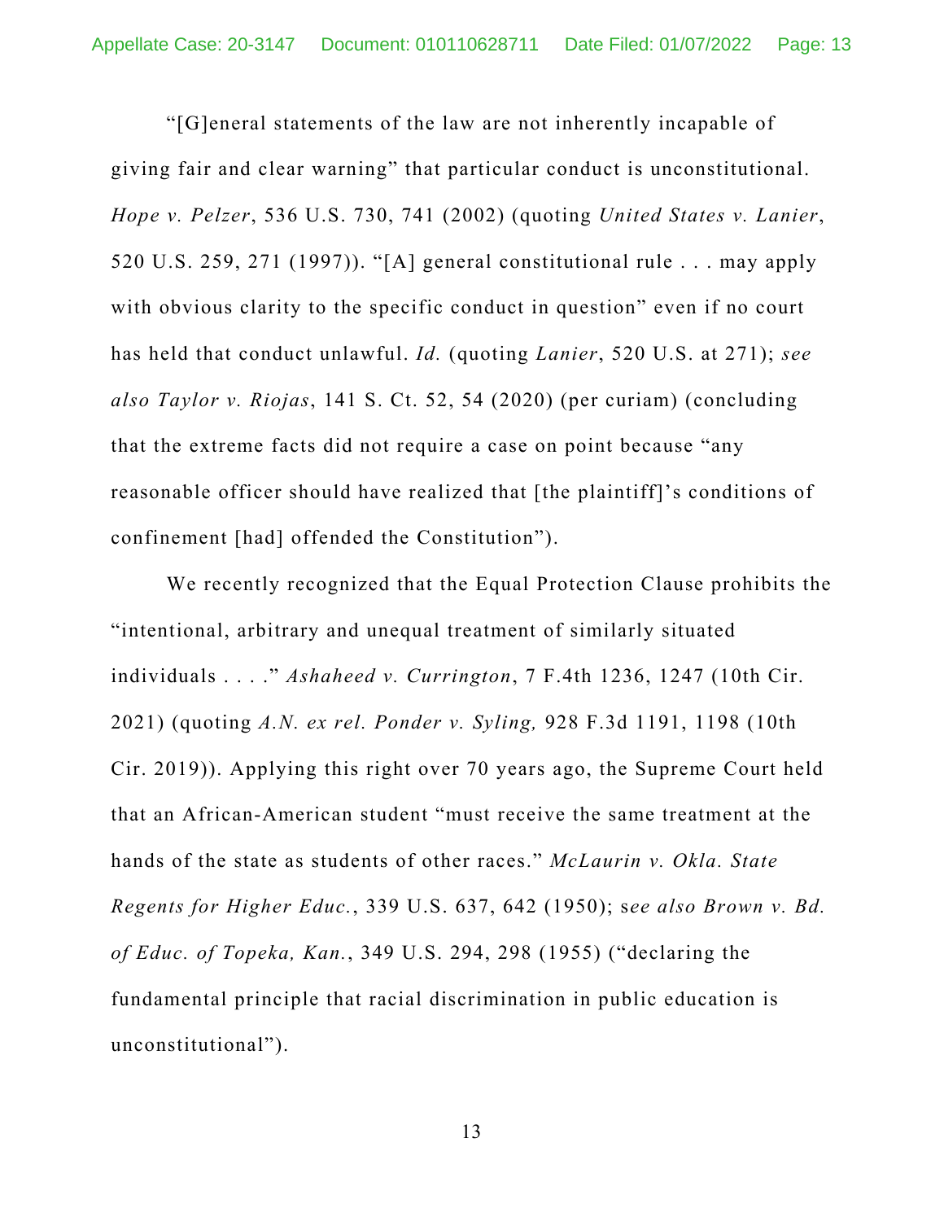"[G]eneral statements of the law are not inherently incapable of giving fair and clear warning" that particular conduct is unconstitutional. *Hope v. Pelzer*, 536 U.S. 730, 741 (2002) (quoting *United States v. Lanier*, 520 U.S. 259, 271 (1997)). "[A] general constitutional rule . . . may apply with obvious clarity to the specific conduct in question" even if no court has held that conduct unlawful. *Id.* (quoting *Lanier*, 520 U.S. at 271); *see also Taylor v. Riojas*, 141 S. Ct. 52, 54 (2020) (per curiam) (concluding that the extreme facts did not require a case on point because "any reasonable officer should have realized that [the plaintiff]'s conditions of confinement [had] offended the Constitution").

We recently recognized that the Equal Protection Clause prohibits the "intentional, arbitrary and unequal treatment of similarly situated individuals . . . ." *Ashaheed v. Currington*, 7 F.4th 1236, 1247 (10th Cir. 2021) (quoting *A.N. ex rel. Ponder v. Syling,* 928 F.3d 1191, 1198 (10th Cir. 2019)). Applying this right over 70 years ago, the Supreme Court held that an African-American student "must receive the same treatment at the hands of the state as students of other races." *McLaurin v. Okla. State Regents for Higher Educ.*, 339 U.S. 637, 642 (1950); s*ee also Brown v. Bd. of Educ. of Topeka, Kan.*, 349 U.S. 294, 298 (1955) ("declaring the fundamental principle that racial discrimination in public education is unconstitutional").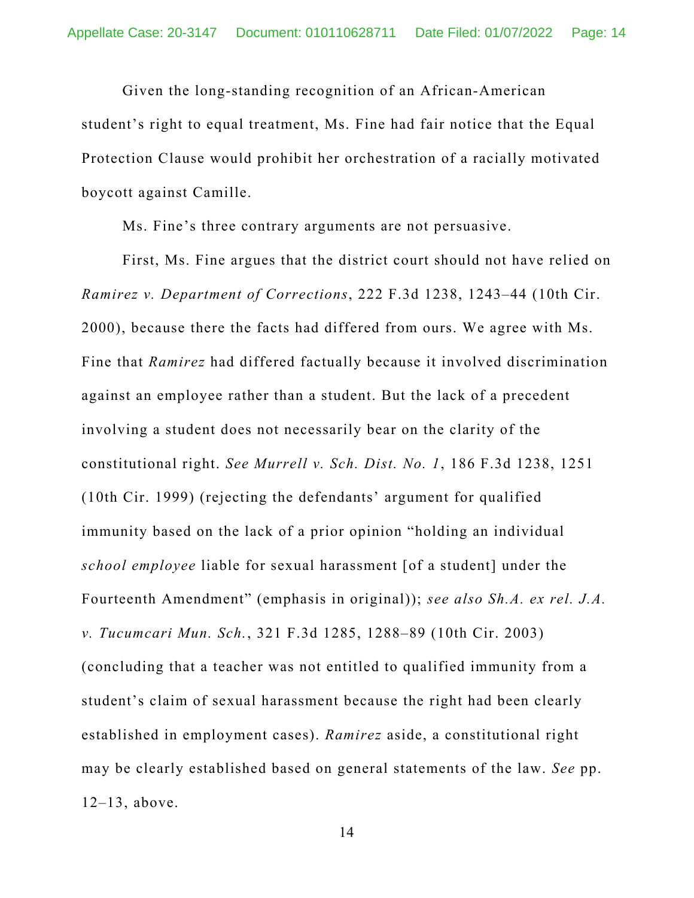Given the long-standing recognition of an African-American student's right to equal treatment, Ms. Fine had fair notice that the Equal Protection Clause would prohibit her orchestration of a racially motivated boycott against Camille.

Ms. Fine's three contrary arguments are not persuasive.

First, Ms. Fine argues that the district court should not have relied on *Ramirez v. Department of Corrections*, 222 F.3d 1238, 1243–44 (10th Cir. 2000), because there the facts had differed from ours. We agree with Ms. Fine that *Ramirez* had differed factually because it involved discrimination against an employee rather than a student. But the lack of a precedent involving a student does not necessarily bear on the clarity of the constitutional right. *See Murrell v. Sch. Dist. No. 1*, 186 F.3d 1238, 1251 (10th Cir. 1999) (rejecting the defendants' argument for qualified immunity based on the lack of a prior opinion "holding an individual *school employee* liable for sexual harassment [of a student] under the Fourteenth Amendment" (emphasis in original)); *see also Sh.A. ex rel. J.A. v. Tucumcari Mun. Sch.*, 321 F.3d 1285, 1288–89 (10th Cir. 2003) (concluding that a teacher was not entitled to qualified immunity from a student's claim of sexual harassment because the right had been clearly established in employment cases). *Ramirez* aside, a constitutional right may be clearly established based on general statements of the law. *See* pp. 12–13, above.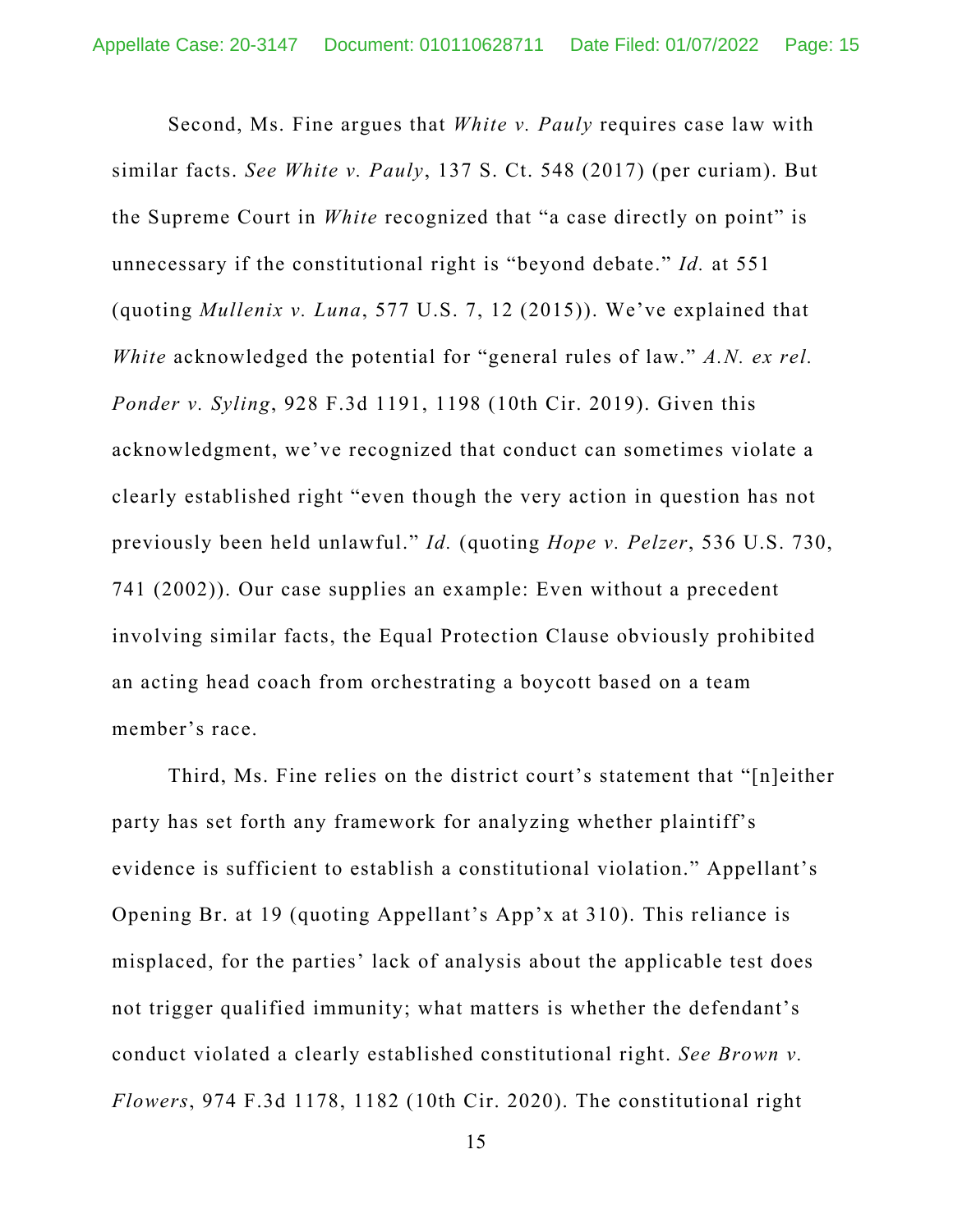Second, Ms. Fine argues that *White v. Pauly* requires case law with similar facts. *See White v. Pauly*, 137 S. Ct. 548 (2017) (per curiam). But the Supreme Court in *White* recognized that "a case directly on point" is unnecessary if the constitutional right is "beyond debate." *Id.* at 551 (quoting *Mullenix v. Luna*, 577 U.S. 7, 12 (2015)). We've explained that *White* acknowledged the potential for "general rules of law." *A.N. ex rel. Ponder v. Syling*, 928 F.3d 1191, 1198 (10th Cir. 2019). Given this acknowledgment, we've recognized that conduct can sometimes violate a clearly established right "even though the very action in question has not previously been held unlawful." *Id.* (quoting *Hope v. Pelzer*, 536 U.S. 730, 741 (2002)). Our case supplies an example: Even without a precedent involving similar facts, the Equal Protection Clause obviously prohibited an acting head coach from orchestrating a boycott based on a team member's race.

Third, Ms. Fine relies on the district court's statement that "[n]either party has set forth any framework for analyzing whether plaintiff's evidence is sufficient to establish a constitutional violation." Appellant's Opening Br. at 19 (quoting Appellant's App'x at 310). This reliance is misplaced, for the parties' lack of analysis about the applicable test does not trigger qualified immunity; what matters is whether the defendant's conduct violated a clearly established constitutional right. *See Brown v. Flowers*, 974 F.3d 1178, 1182 (10th Cir. 2020). The constitutional right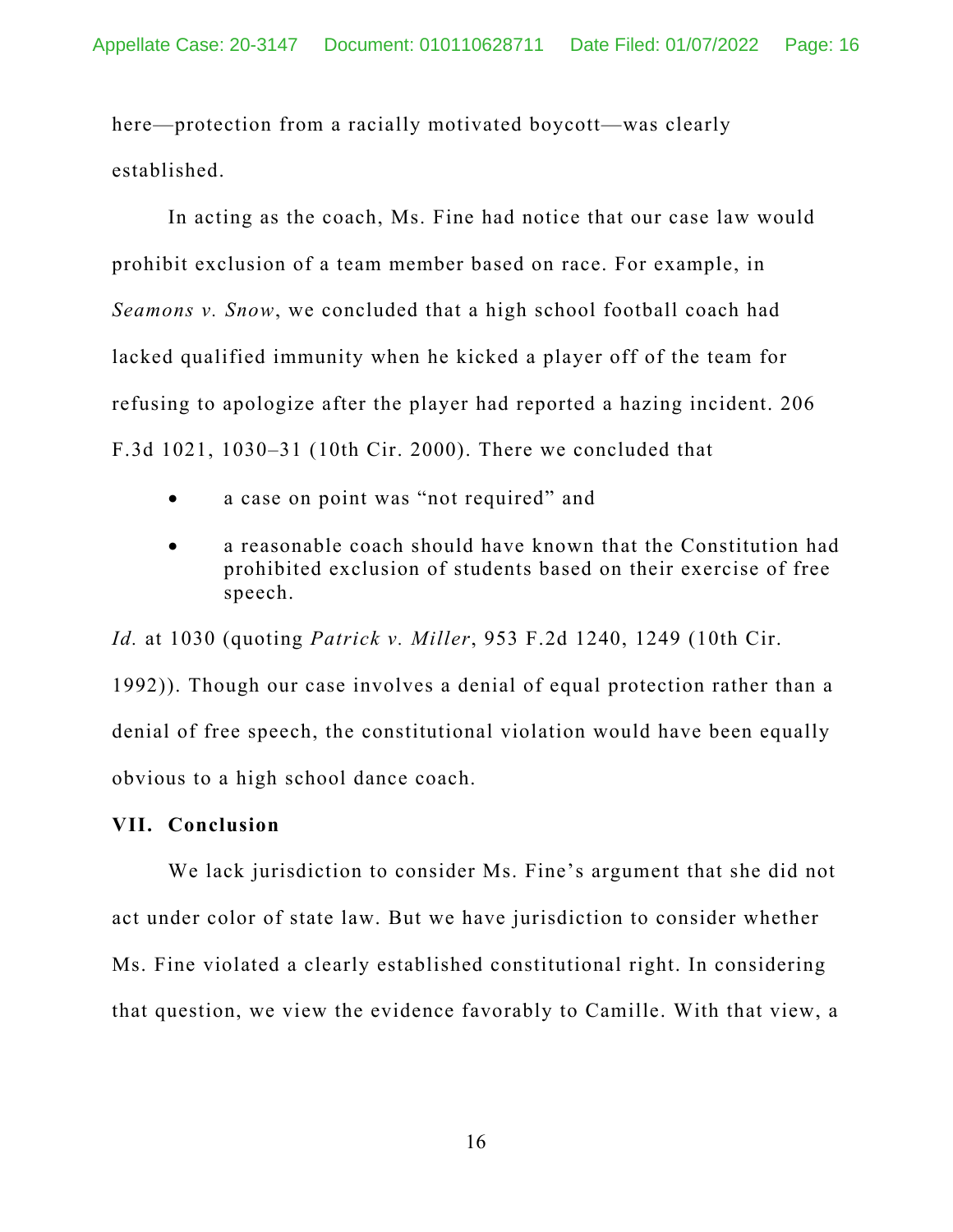here—protection from a racially motivated boycott—was clearly established.

In acting as the coach, Ms. Fine had notice that our case law would prohibit exclusion of a team member based on race. For example, in *Seamons v. Snow*, we concluded that a high school football coach had lacked qualified immunity when he kicked a player off of the team for refusing to apologize after the player had reported a hazing incident. 206 F.3d 1021, 1030–31 (10th Cir. 2000). There we concluded that

- a case on point was "not required" and
- a reasonable coach should have known that the Constitution had prohibited exclusion of students based on their exercise of free speech.

*Id.* at 1030 (quoting *Patrick v. Miller*, 953 F.2d 1240, 1249 (10th Cir. 1992)). Though our case involves a denial of equal protection rather than a denial of free speech, the constitutional violation would have been equally obvious to a high school dance coach.

## VII. Conclusion

We lack jurisdiction to consider Ms. Fine's argument that she did not act under color of state law. But we have jurisdiction to consider whether Ms. Fine violated a clearly established constitutional right. In considering that question, we view the evidence favorably to Camille. With that view, a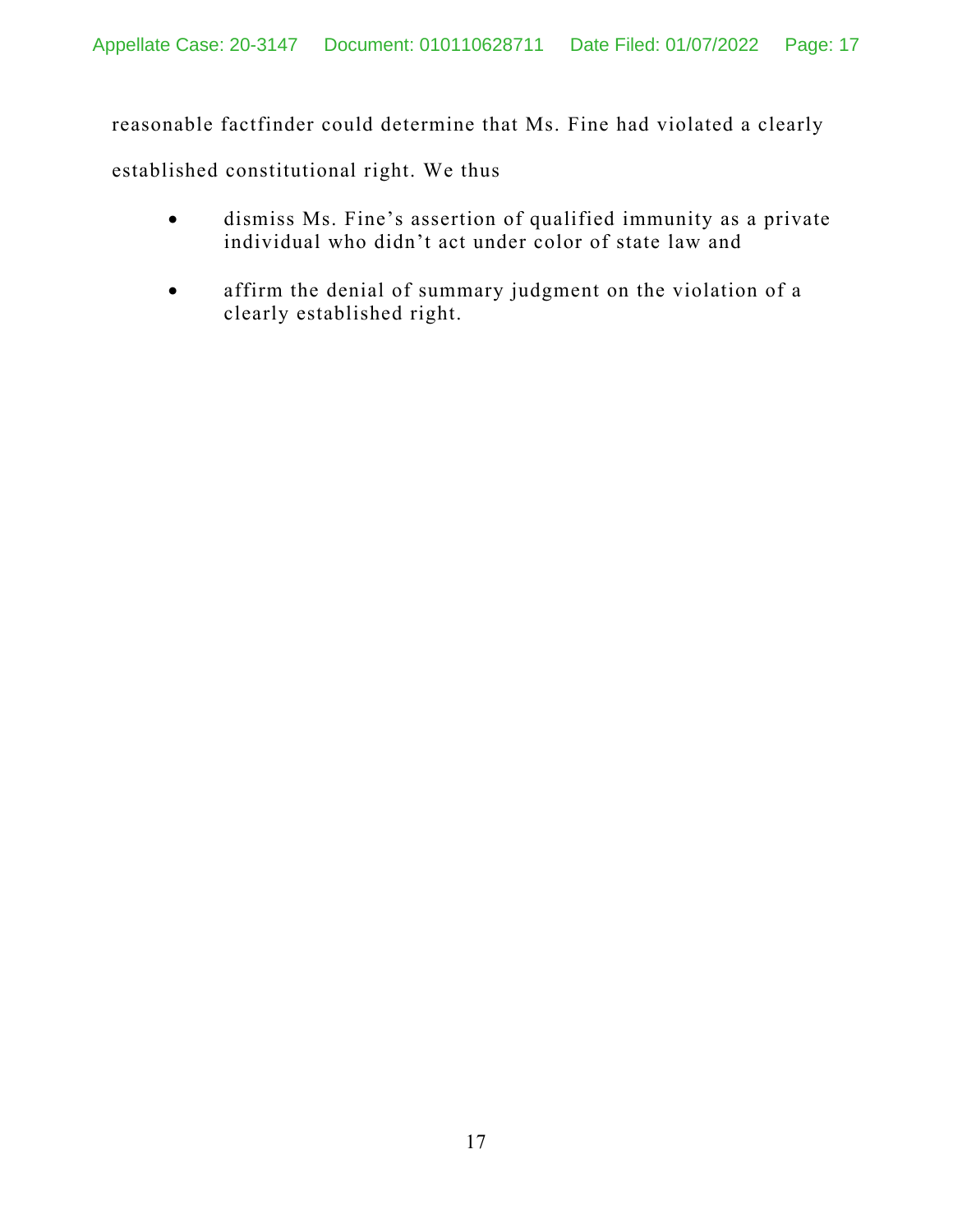reasonable factfinder could determine that Ms. Fine had violated a clearly established constitutional right. We thus

- dismiss Ms. Fine's assertion of qualified immunity as a private individual who didn't act under color of state law and

- affirm the denial of summary judgment on the violation of a clearly established right.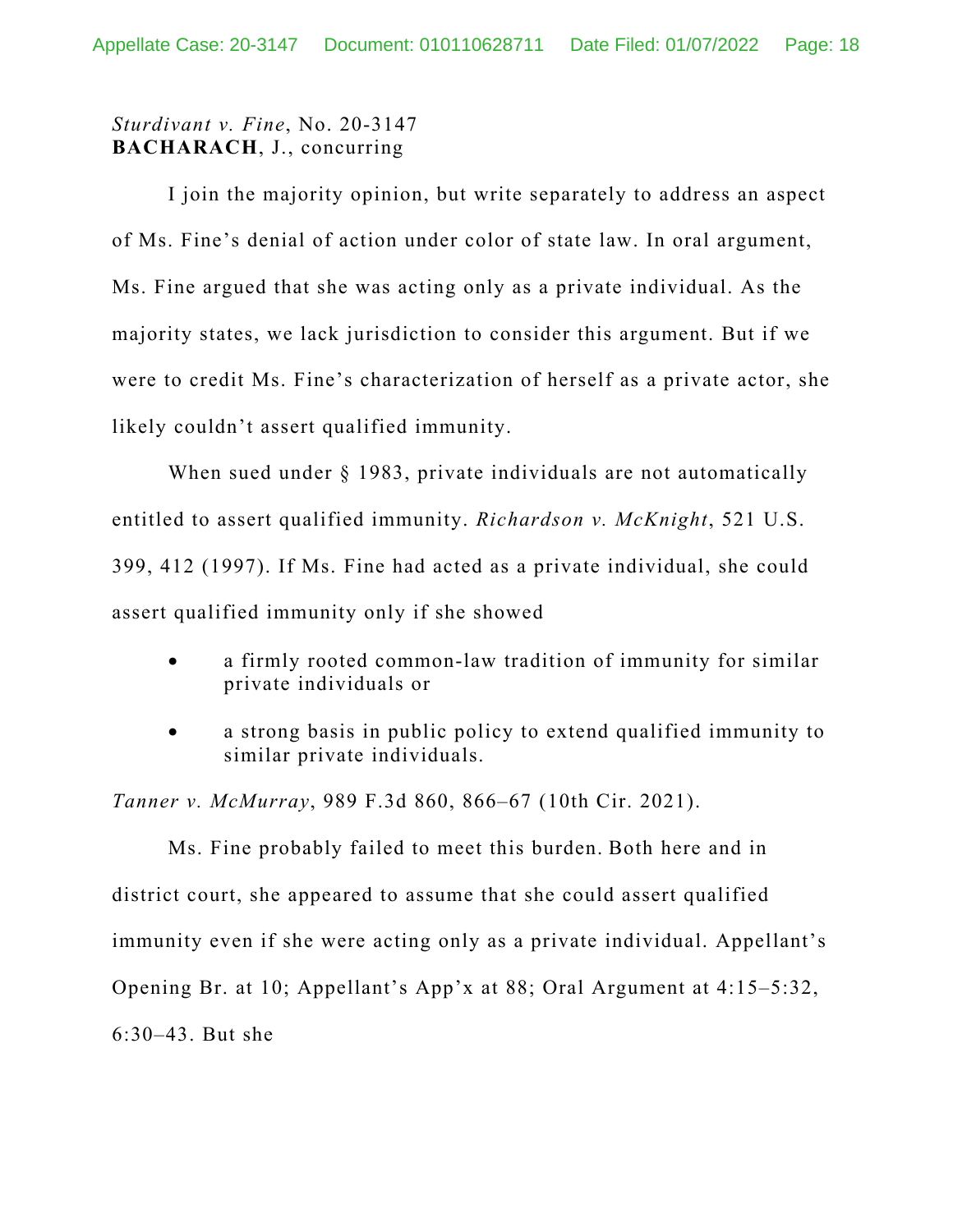*Sturdivant v. Fine*, No. 20-3147
**BACHARACH**, J., concurring

I join the majority opinion, but write separately to address an aspect of Ms. Fine's denial of action under color of state law. In oral argument, Ms. Fine argued that she was acting only as a private individual. As the majority states, we lack jurisdiction to consider this argument. But if we were to credit Ms. Fine's characterization of herself as a private actor, she likely couldn't assert qualified immunity.

When sued under § 1983, private individuals are not automatically entitled to assert qualified immunity. *Richardson v. McKnight*, 521 U.S. 399, 412 (1997). If Ms. Fine had acted as a private individual, she could assert qualified immunity only if she showed

- a firmly rooted common-law tradition of immunity for similar private individuals or
- a strong basis in public policy to extend qualified immunity to similar private individuals.

*Tanner v. McMurray*, 989 F.3d 860, 866–67 (10th Cir. 2021).

Ms. Fine probably failed to meet this burden. Both here and in district court, she appeared to assume that she could assert qualified immunity even if she were acting only as a private individual. Appellant's Opening Br. at 10; Appellant's App'x at 88; Oral Argument at 4:15–5:32, 6:30–43. But she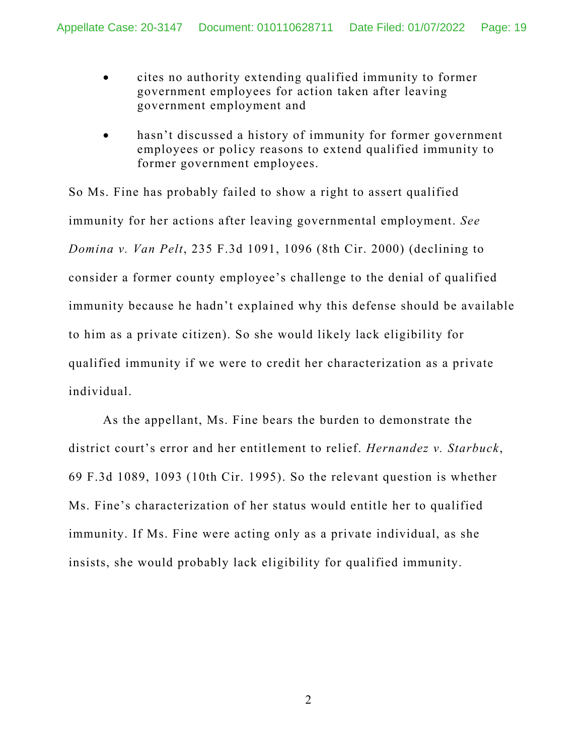- cites no authority extending qualified immunity to former government employees for action taken after leaving government employment and

- hasn't discussed a history of immunity for former government employees or policy reasons to extend qualified immunity to former government employees.

So Ms. Fine has probably failed to show a right to assert qualified immunity for her actions after leaving governmental employment. *See Domina v. Van Pelt*, 235 F.3d 1091, 1096 (8th Cir. 2000) (declining to consider a former county employee's challenge to the denial of qualified immunity because he hadn't explained why this defense should be available to him as a private citizen). So she would likely lack eligibility for qualified immunity if we were to credit her characterization as a private individual.

As the appellant, Ms. Fine bears the burden to demonstrate the district court's error and her entitlement to relief. *Hernandez v. Starbuck*, 69 F.3d 1089, 1093 (10th Cir. 1995). So the relevant question is whether Ms. Fine's characterization of her status would entitle her to qualified immunity. If Ms. Fine were acting only as a private individual, as she insists, she would probably lack eligibility for qualified immunity.